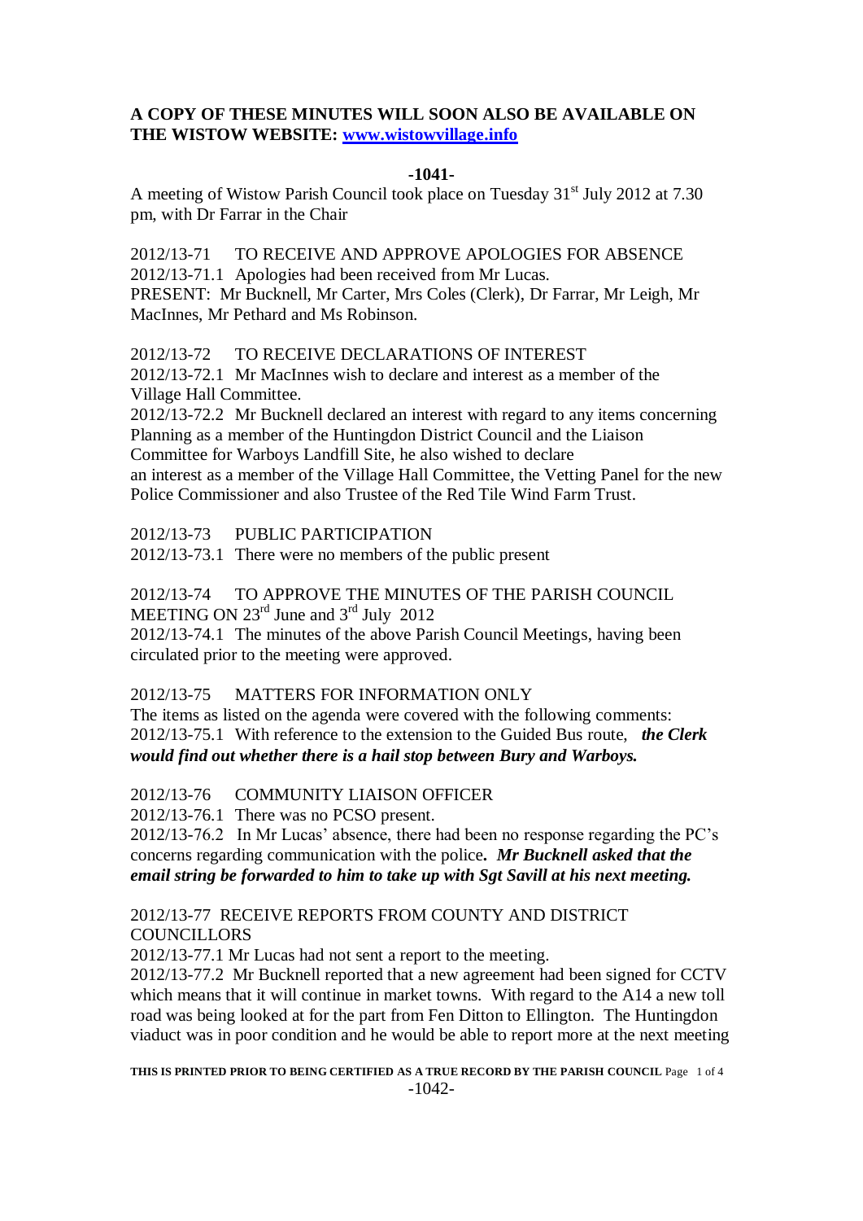**A COPY OF THESE MINUTES WILL SOON ALSO BE AVAILABLE ON THE WISTOW WEBSITE: [www.wistowvillage.info](http://www.wistowvillage.info)**

**-1041-**

A meeting of Wistow Parish Council took place on Tuesday 31st July 2012 at 7.30 pm, with Dr Farrar in the Chair

2012/13-71 TO RECEIVE AND APPROVE APOLOGIES FOR ABSENCE

2012/13-71.1 Apologies had been received from Mr Lucas.

PRESENT: Mr Bucknell, Mr Carter, Mrs Coles (Clerk), Dr Farrar, Mr Leigh, Mr MacInnes, Mr Pethard and Ms Robinson.

2012/13-72 TO RECEIVE DECLARATIONS OF INTEREST

2012/13-72.1 Mr MacInnes wish to declare and interest as a member of the Village Hall Committee.

2012/13-72.2 Mr Bucknell declared an interest with regard to any items concerning Planning as a member of the Huntingdon District Council and the Liaison Committee for Warboys Landfill Site, he also wished to declare an interest as a member of the Village Hall Committee, the Vetting Panel for the new Police Commissioner and also Trustee of the Red Tile Wind Farm Trust.

2012/13-73 PUBLIC PARTICIPATION

2012/13-73.1 There were no members of the public present

2012/13-74 TO APPROVE THE MINUTES OF THE PARISH COUNCIL MEETING ON 23rd June and 3rd July 2012

2012/13-74.1 The minutes of the above Parish Council Meetings, having been circulated prior to the meeting were approved.

2012/13-75 MATTERS FOR INFORMATION ONLY

The items as listed on the agenda were covered with the following comments:

2012/13-75.1 With reference to the extension to the Guided Bus route, ***the Clerk would find out whether there is a hail stop between Bury and Warboys.***

2012/13-76 COMMUNITY LIAISON OFFICER

2012/13-76.1 There was no PCSO present.

2012/13-76.2 In Mr Lucas' absence, there had been no response regarding the PC's concerns regarding communication with the police**.** ***Mr Bucknell asked that the email string be forwarded to him to take up with Sgt Savill at his next meeting.***

2012/13-77 RECEIVE REPORTS FROM COUNTY AND DISTRICT COUNCILLORS

2012/13-77.1 Mr Lucas had not sent a report to the meeting.

2012/13-77.2 Mr Bucknell reported that a new agreement had been signed for CCTV which means that it will continue in market towns. With regard to the A14 a new toll road was being looked at for the part from Fen Ditton to Ellington. The Huntingdon viaduct was in poor condition and he would be able to report more at the next meeting

**THIS IS PRINTED PRIOR TO BEING CERTIFIED AS A TRUE RECORD BY THE PARISH COUNCIL**

-1042-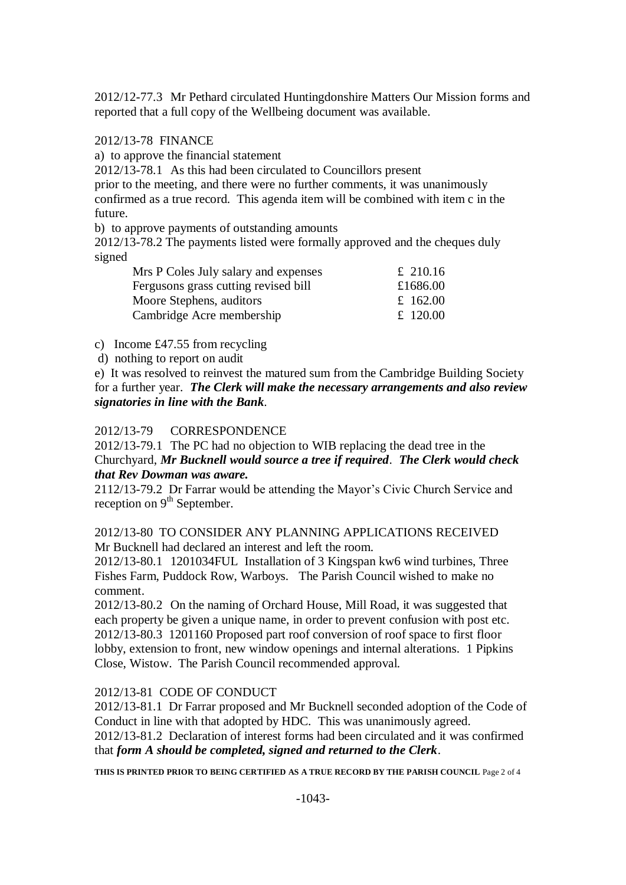2012/12-77.3 Mr Pethard circulated Huntingdonshire Matters Our Mission forms and reported that a full copy of the Wellbeing document was available.

2012/13-78 FINANCE

a) to approve the financial statement

2012/13-78.1 As this had been circulated to Councillors present prior to the meeting, and there were no further comments, it was unanimously confirmed as a true record. This agenda item will be combined with item c in the future.

b) to approve payments of outstanding amounts

2012/13-78.2 The payments listed were formally approved and the cheques duly signed

| | |
|---|---|
| Mrs P Coles July salary and expenses | £ 210.16 |
| Fergusons grass cutting revised bill | £1686.00 |
| Moore Stephens, auditors | £ 162.00 |
| Cambridge Acre membership | £ 120.00 |

c) Income £47.55 from recycling

d) nothing to report on audit

e) It was resolved to reinvest the matured sum from the Cambridge Building Society for a further year. ***The Clerk will make the necessary arrangements and also review signatories in line with the Bank***.

2012/13-79 CORRESPONDENCE

2012/13-79.1 The PC had no objection to WIB replacing the dead tree in the Churchyard, ***Mr Bucknell would source a tree if required***. ***The Clerk would check that Rev Dowman was aware.***

2112/13-79.2 Dr Farrar would be attending the Mayor's Civic Church Service and reception on 9th September.

2012/13-80 TO CONSIDER ANY PLANNING APPLICATIONS RECEIVED

Mr Bucknell had declared an interest and left the room.

2012/13-80.1 1201034FUL Installation of 3 Kingspan kw6 wind turbines, Three Fishes Farm, Puddock Row, Warboys. The Parish Council wished to make no comment.

2012/13-80.2 On the naming of Orchard House, Mill Road, it was suggested that each property be given a unique name, in order to prevent confusion with post etc.

2012/13-80.3 1201160 Proposed part roof conversion of roof space to first floor lobby, extension to front, new window openings and internal alterations. 1 Pipkins Close, Wistow. The Parish Council recommended approval.

2012/13-81 CODE OF CONDUCT

2012/13-81.1 Dr Farrar proposed and Mr Bucknell seconded adoption of the Code of Conduct in line with that adopted by HDC. This was unanimously agreed.

2012/13-81.2 Declaration of interest forms had been circulated and it was confirmed that ***form A should be completed, signed and returned to the Clerk***.

**THIS IS PRINTED PRIOR TO BEING CERTIFIED AS A TRUE RECORD BY THE PARISH COUNCIL**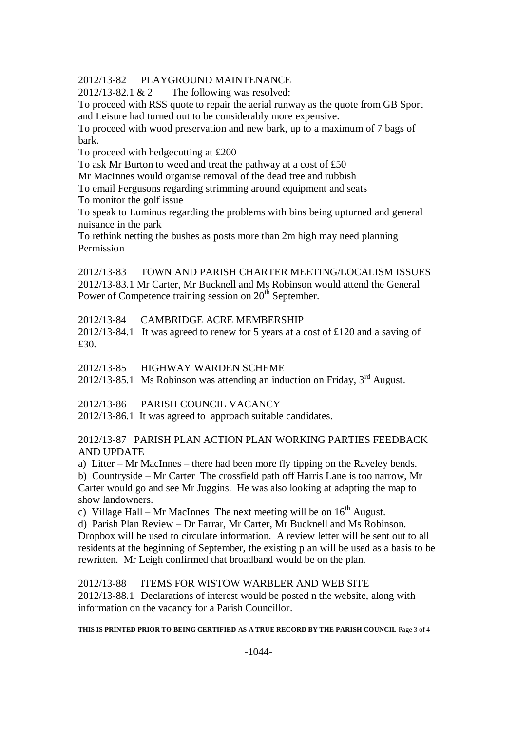2012/13-82 PLAYGROUND MAINTENANCE

2012/13-82.1 & 2 The following was resolved:

To proceed with RSS quote to repair the aerial runway as the quote from GB Sport and Leisure had turned out to be considerably more expensive.

To proceed with wood preservation and new bark, up to a maximum of 7 bags of bark.

To proceed with hedgecutting at £200

To ask Mr Burton to weed and treat the pathway at a cost of £50

Mr MacInnes would organise removal of the dead tree and rubbish

To email Fergusons regarding strimming around equipment and seats

To monitor the golf issue

To speak to Luminus regarding the problems with bins being upturned and general nuisance in the park

To rethink netting the bushes as posts more than 2m high may need planning Permission

2012/13-83 TOWN AND PARISH CHARTER MEETING/LOCALISM ISSUES

2012/13-83.1 Mr Carter, Mr Bucknell and Ms Robinson would attend the General Power of Competence training session on 20th September.

2012/13-84 CAMBRIDGE ACRE MEMBERSHIP

2012/13-84.1 It was agreed to renew for 5 years at a cost of £120 and a saving of £30.

2012/13-85 HIGHWAY WARDEN SCHEME

2012/13-85.1 Ms Robinson was attending an induction on Friday, 3rd August.

2012/13-86 PARISH COUNCIL VACANCY

2012/13-86.1 It was agreed to approach suitable candidates.

2012/13-87 PARISH PLAN ACTION PLAN WORKING PARTIES FEEDBACK AND UPDATE

a) Litter – Mr MacInnes – there had been more fly tipping on the Raveley bends.

b) Countryside – Mr Carter The crossfield path off Harris Lane is too narrow, Mr Carter would go and see Mr Juggins. He was also looking at adapting the map to show landowners.

c) Village Hall – Mr MacInnes The next meeting will be on 16th August.

d) Parish Plan Review – Dr Farrar, Mr Carter, Mr Bucknell and Ms Robinson. Dropbox will be used to circulate information. A review letter will be sent out to all residents at the beginning of September, the existing plan will be used as a basis to be rewritten. Mr Leigh confirmed that broadband would be on the plan.

2012/13-88 ITEMS FOR WISTOW WARBLER AND WEB SITE

2012/13-88.1 Declarations of interest would be posted n the website, along with information on the vacancy for a Parish Councillor.

**THIS IS PRINTED PRIOR TO BEING CERTIFIED AS A TRUE RECORD BY THE PARISH COUNCIL**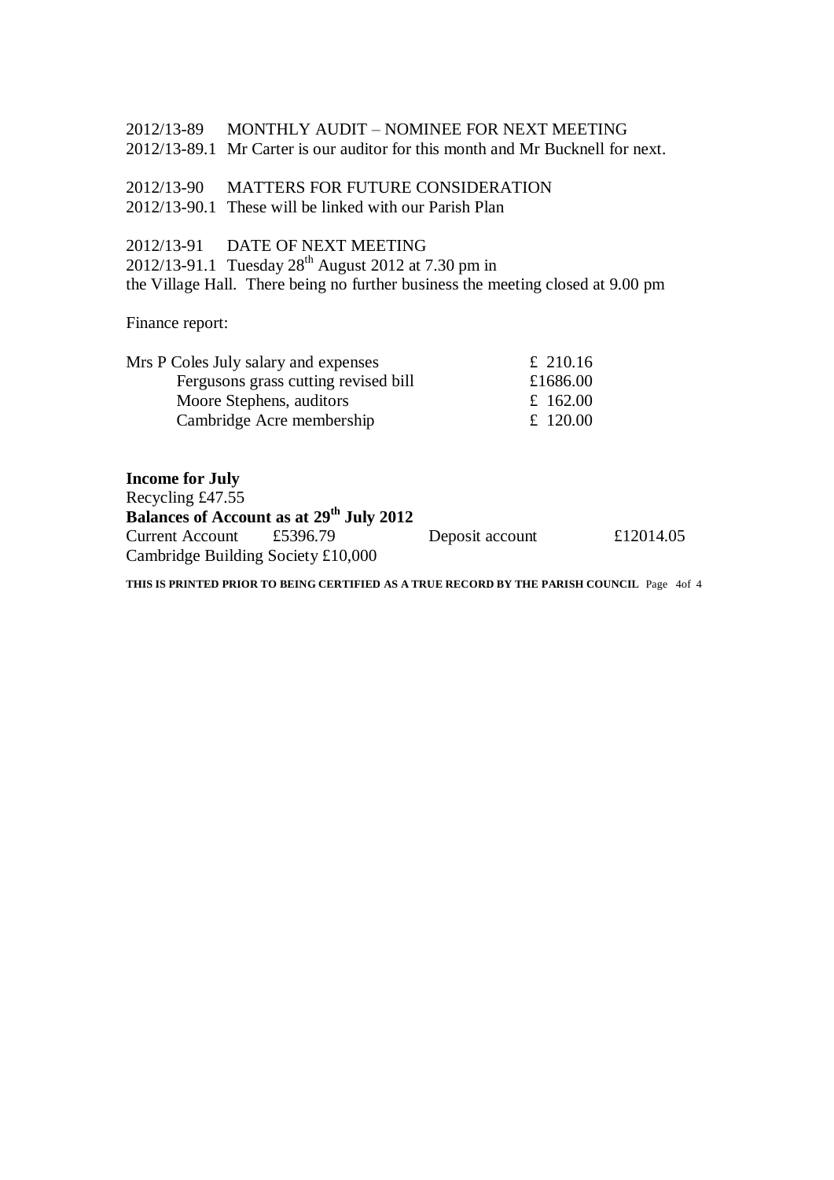2012/13-89 MONTHLY AUDIT – NOMINEE FOR NEXT MEETING

2012/13-89.1 Mr Carter is our auditor for this month and Mr Bucknell for next.

2012/13-90 MATTERS FOR FUTURE CONSIDERATION

2012/13-90.1 These will be linked with our Parish Plan

2012/13-91 DATE OF NEXT MEETING

2012/13-91.1 Tuesday 28th August 2012 at 7.30 pm in the Village Hall. There being no further business the meeting closed at 9.00 pm

Finance report:

| | |
|---|---|
| Mrs P Coles July salary and expenses | £ 210.16 |
| Fergusons grass cutting revised bill | £1686.00 |
| Moore Stephens, auditors | £ 162.00 |
| Cambridge Acre membership | £ 120.00 |

**Income for July**

Recycling £47.55

**Balances of Account as at 29th July 2012**

Current Account £5396.79 Deposit account £12014.05

Cambridge Building Society £10,000

**THIS IS PRINTED PRIOR TO BEING CERTIFIED AS A TRUE RECORD BY THE PARISH COUNCIL**